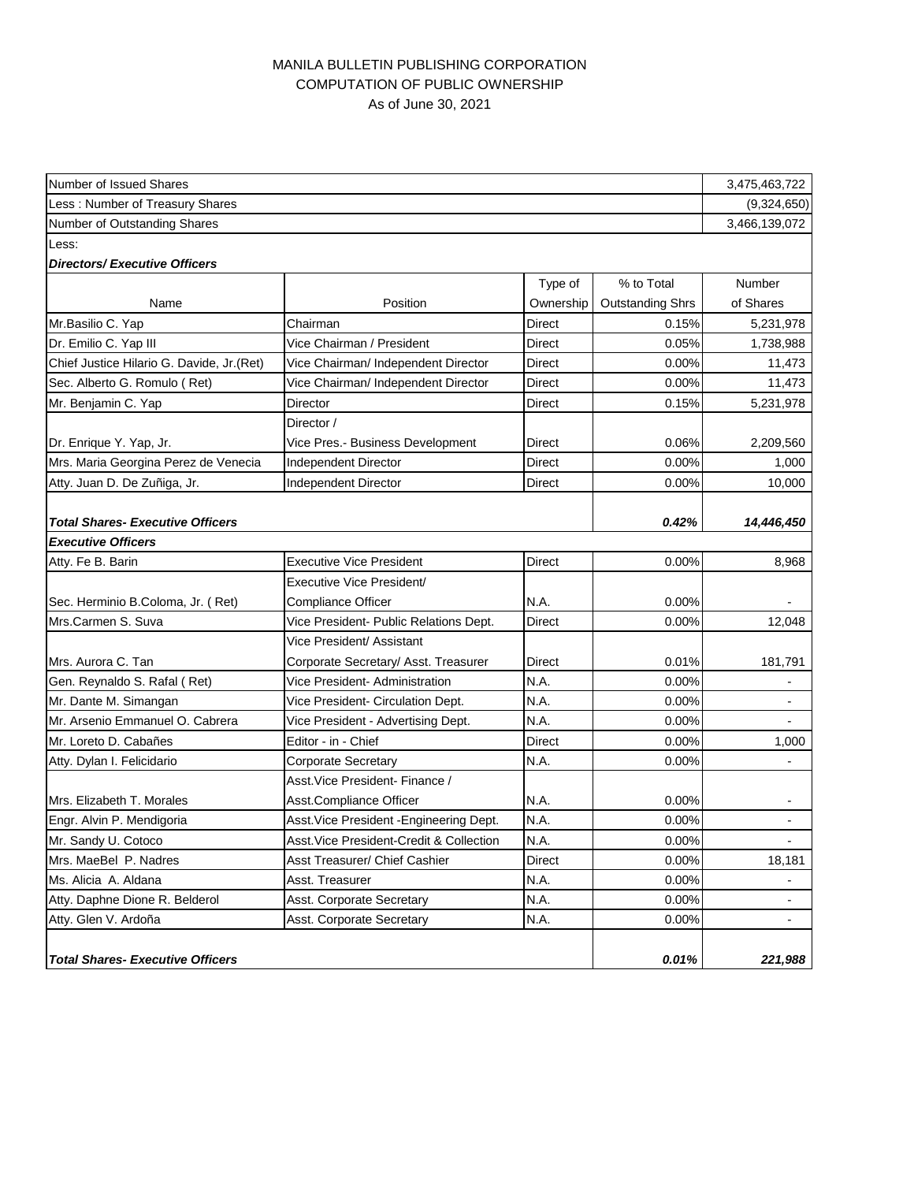MANILA BULLETIN PUBLISHING CORPORATION
COMPUTATION OF PUBLIC OWNERSHIP
As of June 30, 2021

| Number of Issued Shares | | | | 3,475,463,722 |
|---|---|---|---|---|
| Less : Number of Treasury Shares | | | | (9,324,650) |
| Number of Outstanding Shares | | | | 3,466,139,072 |
| Less: | | | | |
| ***Directors/ Executive Officers*** | | | | |
| Name | Position | Type of Ownership | % to Total Outstanding Shrs | Number of Shares |
| Mr.Basilio C. Yap | Chairman | Direct | 0.15% | 5,231,978 |
| Dr. Emilio C. Yap III | Vice Chairman / President | Direct | 0.05% | 1,738,988 |
| Chief Justice Hilario G. Davide, Jr.(Ret) | Vice Chairman/ Independent Director | Direct | 0.00% | 11,473 |
| Sec. Alberto G. Romulo ( Ret) | Vice Chairman/ Independent Director | Direct | 0.00% | 11,473 |
| Mr. Benjamin C. Yap | Director | Direct | 0.15% | 5,231,978 |
| Dr. Enrique Y. Yap, Jr. | Director / Vice Pres.- Business Development | Direct | 0.06% | 2,209,560 |
| Mrs. Maria Georgina Perez de Venecia | Independent Director | Direct | 0.00% | 1,000 |
| Atty. Juan D. De Zuñiga, Jr. | Independent Director | Direct | 0.00% | 10,000 |
| ***Total Shares- Executive Officers*** | | | ***0.42%*** | ***14,446,450*** |
| ***Executive Officers*** | | | | |
| Atty. Fe B. Barin | Executive Vice President | Direct | 0.00% | 8,968 |
| Sec. Herminio B.Coloma, Jr. ( Ret) | Executive Vice President/ Compliance Officer | N.A. | 0.00% | - |
| Mrs.Carmen S. Suva | Vice President- Public Relations Dept. | Direct | 0.00% | 12,048 |
| Mrs. Aurora C. Tan | Vice President/ Assistant Corporate Secretary/ Asst. Treasurer | Direct | 0.01% | 181,791 |
| Gen. Reynaldo S. Rafal ( Ret) | Vice President- Administration | N.A. | 0.00% | - |
| Mr. Dante M. Simangan | Vice President- Circulation Dept. | N.A. | 0.00% | - |
| Mr. Arsenio Emmanuel O. Cabrera | Vice President - Advertising Dept. | N.A. | 0.00% | - |
| Mr. Loreto D. Cabañes | Editor - in - Chief | Direct | 0.00% | 1,000 |
| Atty. Dylan I. Felicidario | Corporate Secretary | N.A. | 0.00% | - |
| Mrs. Elizabeth T. Morales | Asst.Vice President- Finance / Asst.Compliance Officer | N.A. | 0.00% | - |
| Engr. Alvin P. Mendigoria | Asst.Vice President -Engineering Dept. | N.A. | 0.00% | - |
| Mr. Sandy U. Cotoco | Asst.Vice President-Credit & Collection | N.A. | 0.00% | - |
| Mrs. MaeBel P. Nadres | Asst Treasurer/ Chief Cashier | Direct | 0.00% | 18,181 |
| Ms. Alicia A. Aldana | Asst. Treasurer | N.A. | 0.00% | - |
| Atty. Daphne Dione R. Belderol | Asst. Corporate Secretary | N.A. | 0.00% | - |
| Atty. Glen V. Ardoña | Asst. Corporate Secretary | N.A. | 0.00% | - |
| ***Total Shares- Executive Officers*** | | | ***0.01%*** | ***221,988*** |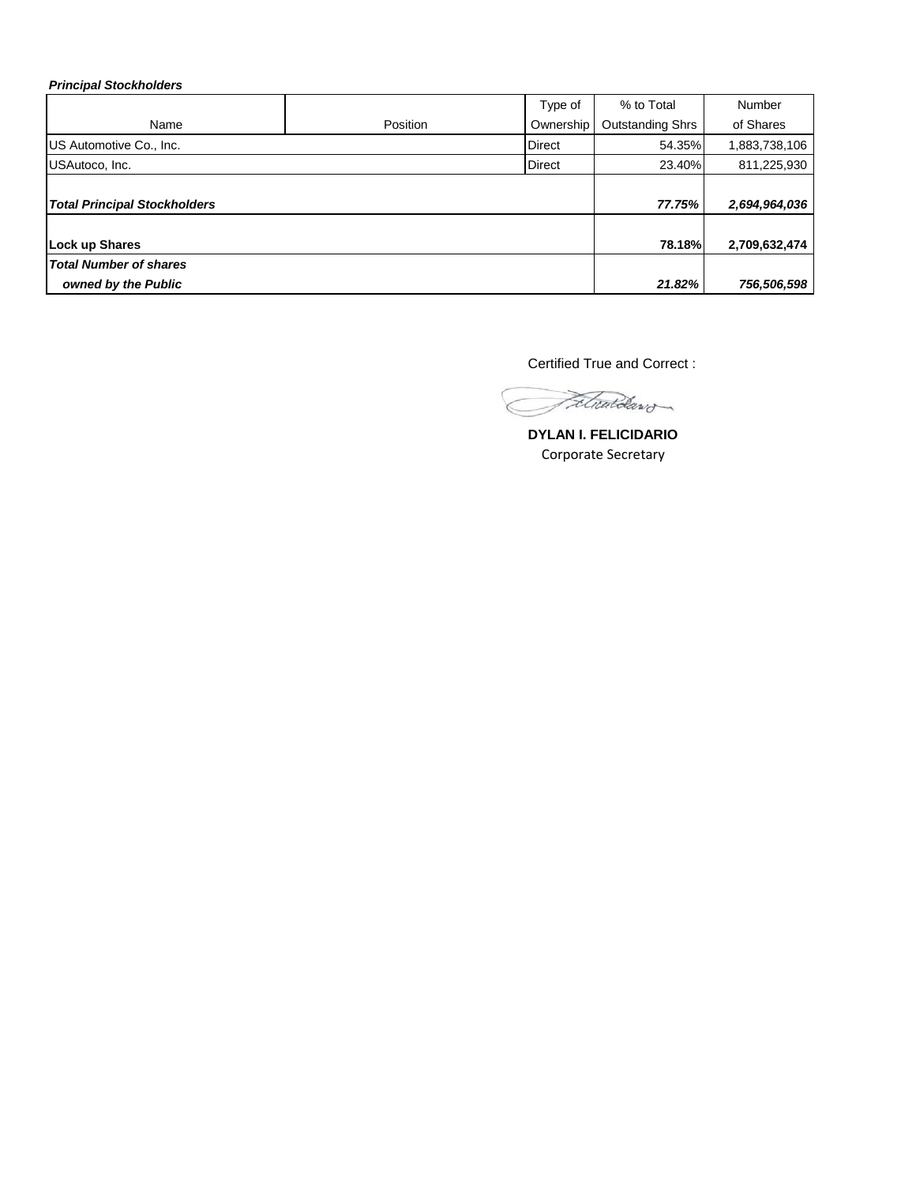***Principal Stockholders***

| Name | Position | Type of Ownership | % to Total Outstanding Shrs | Number of Shares |
|---|---|---|---|---|
| US Automotive Co., Inc. | | Direct | 54.35% | 1,883,738,106 |
| USAutoco, Inc. | | Direct | 23.40% | 811,225,930 |
| ***Total Principal Stockholders*** | | | ***77.75%*** | ***2,694,964,036*** |
| **Lock up Shares** | | | **78.18%** | **2,709,632,474** |
| ***Total Number of shares owned by the Public*** | | | ***21.82%*** | ***756,506,598*** |

Certified True and Correct :

**DYLAN I. FELICIDARIO**
Corporate Secretary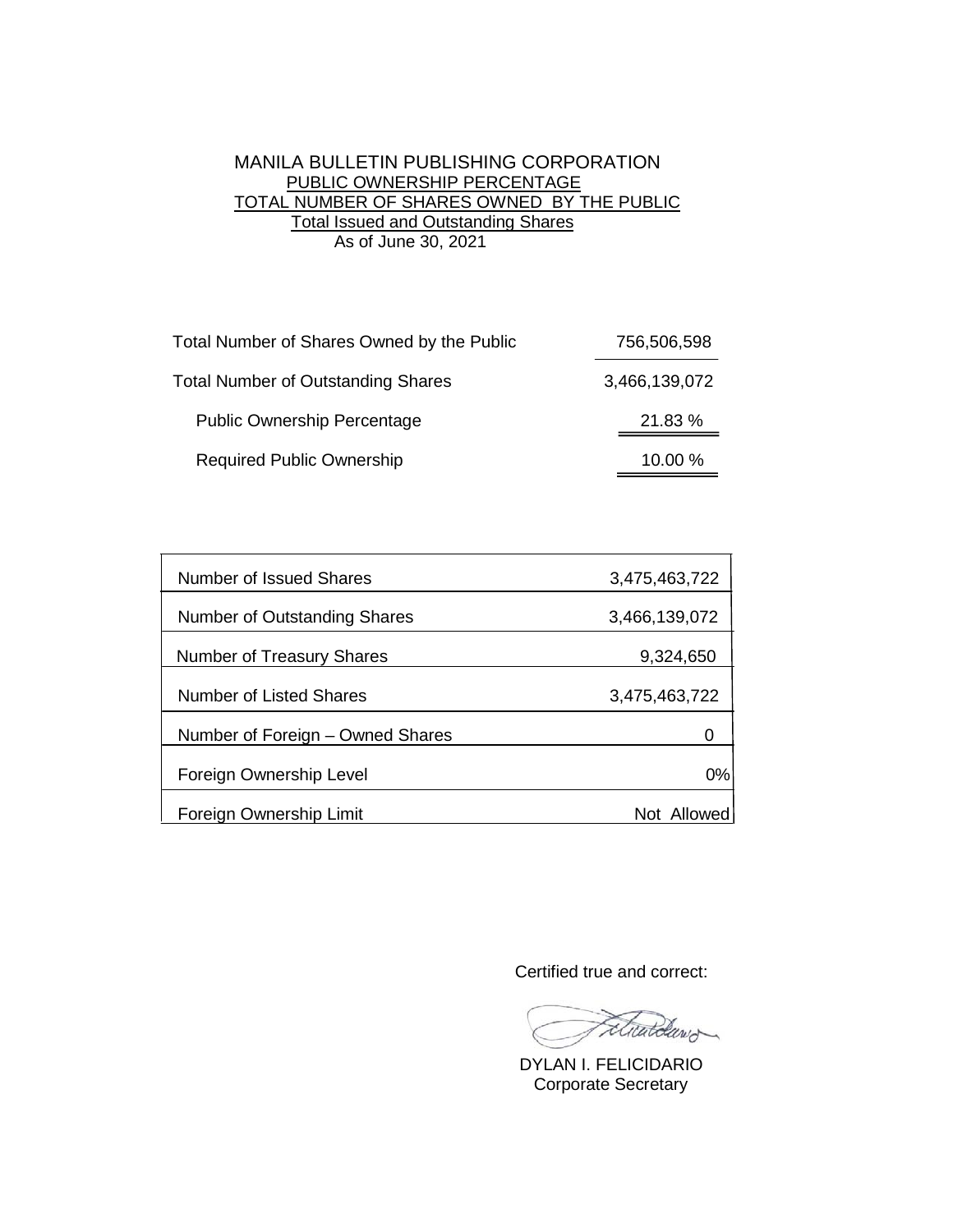# MANILA BULLETIN PUBLISHING CORPORATION

PUBLIC OWNERSHIP PERCENTAGE

TOTAL NUMBER OF SHARES OWNED BY THE PUBLIC

Total Issued and Outstanding Shares

As of June 30, 2021

| | |
|---|---|
| Total Number of Shares Owned by the Public | 756,506,598 |
| Total Number of Outstanding Shares | 3,466,139,072 |
| Public Ownership Percentage | 21.83 % |
| Required Public Ownership | 10.00 % |

| | |
|---|---|
| Number of Issued Shares | 3,475,463,722 |
| Number of Outstanding Shares | 3,466,139,072 |
| Number of Treasury Shares | 9,324,650 |
| Number of Listed Shares | 3,475,463,722 |
| Number of Foreign – Owned Shares | 0 |
| Foreign Ownership Level | 0% |
| Foreign Ownership Limit | Not Allowed |

Certified true and correct:

DYLAN I. FELICIDARIO

Corporate Secretary